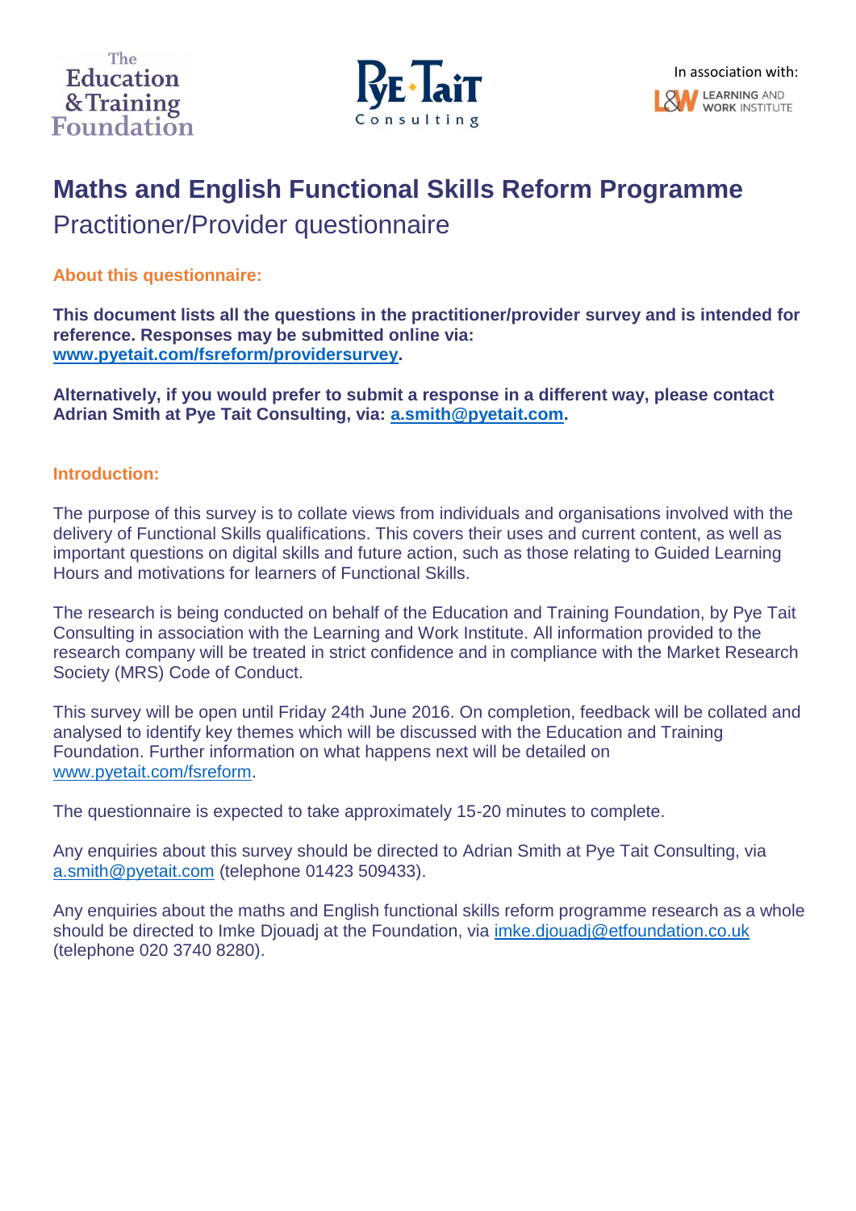# Maths and English Functional Skills Reform Programme

## Practitioner/Provider questionnaire

### About this questionnaire:

**This document lists all the questions in the practitioner/provider survey and is intended for reference. Responses may be submitted online via: www.pyetait.com/fsreform/providersurvey.**

**Alternatively, if you would prefer to submit a response in a different way, please contact Adrian Smith at Pye Tait Consulting, via: a.smith@pyetait.com.**

### Introduction:

The purpose of this survey is to collate views from individuals and organisations involved with the delivery of Functional Skills qualifications. This covers their uses and current content, as well as important questions on digital skills and future action, such as those relating to Guided Learning Hours and motivations for learners of Functional Skills.

The research is being conducted on behalf of the Education and Training Foundation, by Pye Tait Consulting in association with the Learning and Work Institute. All information provided to the research company will be treated in strict confidence and in compliance with the Market Research Society (MRS) Code of Conduct.

This survey will be open until Friday 24th June 2016. On completion, feedback will be collated and analysed to identify key themes which will be discussed with the Education and Training Foundation. Further information on what happens next will be detailed on www.pyetait.com/fsreform.

The questionnaire is expected to take approximately 15-20 minutes to complete.

Any enquiries about this survey should be directed to Adrian Smith at Pye Tait Consulting, via a.smith@pyetait.com (telephone 01423 509433).

Any enquiries about the maths and English functional skills reform programme research as a whole should be directed to Imke Djouadj at the Foundation, via imke.djouadj@etfoundation.co.uk (telephone 020 3740 8280).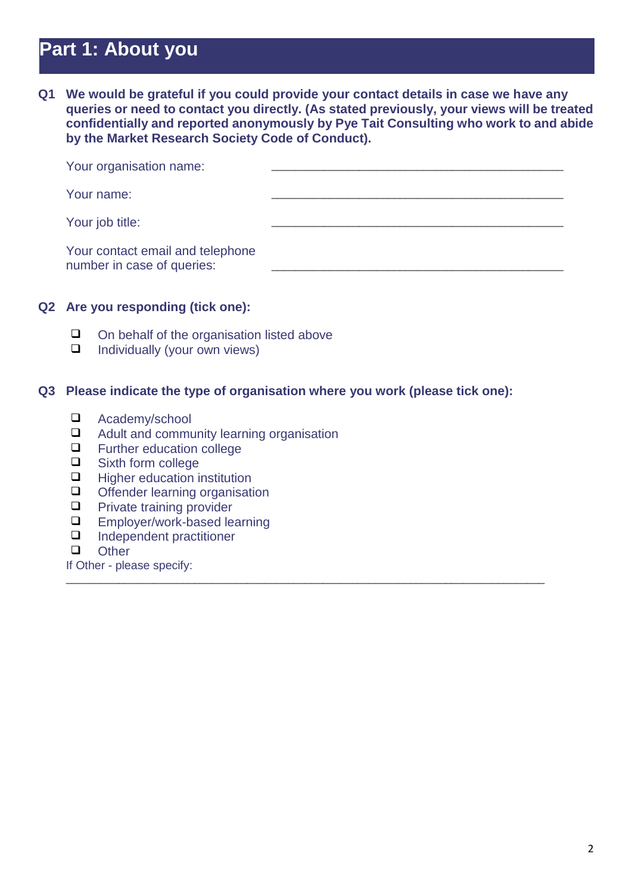# Part 1: About you

**Q1 We would be grateful if you could provide your contact details in case we have any queries or need to contact you directly. (As stated previously, your views will be treated confidentially and reported anonymously by Pye Tait Consulting who work to and abide by the Market Research Society Code of Conduct).**

Your organisation name: ________________________________________

Your name: ________________________________________

Your job title: ________________________________________

Your contact email and telephone number in case of queries: ________________________________________

**Q2 Are you responding (tick one):**

- ☐ On behalf of the organisation listed above
- ☐ Individually (your own views)

**Q3 Please indicate the type of organisation where you work (please tick one):**

- ☐ Academy/school
- ☐ Adult and community learning organisation
- ☐ Further education college
- ☐ Sixth form college
- ☐ Higher education institution
- ☐ Offender learning organisation
- ☐ Private training provider
- ☐ Employer/work-based learning
- ☐ Independent practitioner
- ☐ Other

If Other - please specify: ________________________________________________________________________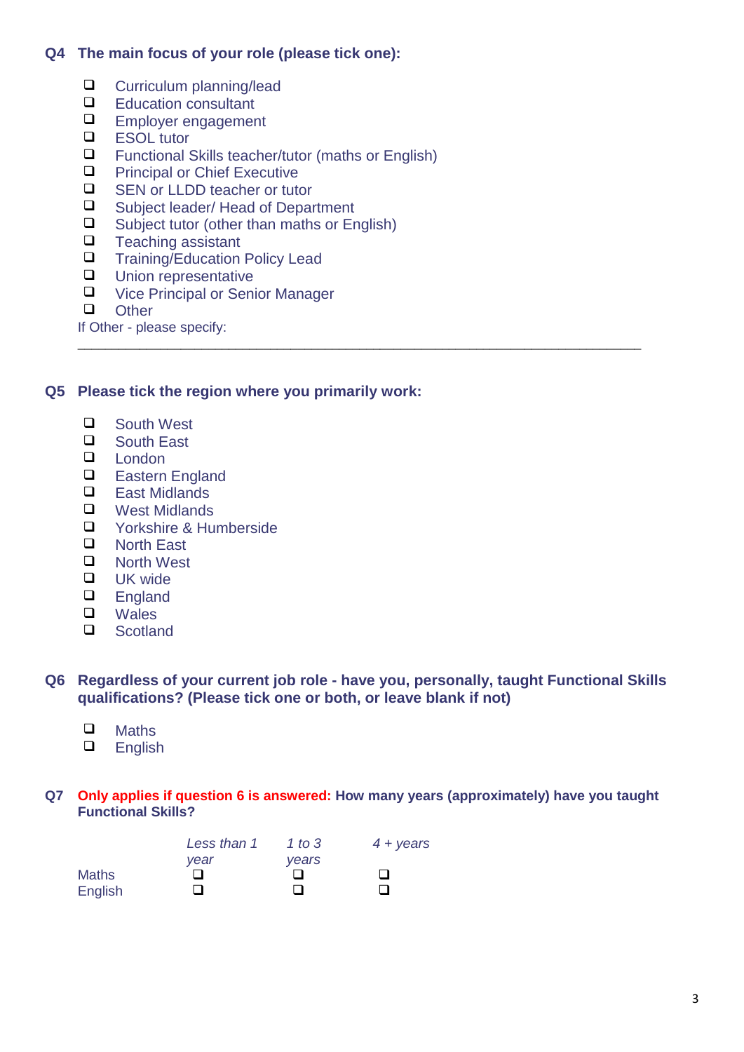**Q4 The main focus of your role (please tick one):**

- ❑ Curriculum planning/lead
- ❑ Education consultant
- ❑ Employer engagement
- ❑ ESOL tutor
- ❑ Functional Skills teacher/tutor (maths or English)
- ❑ Principal or Chief Executive
- ❑ SEN or LLDD teacher or tutor
- ❑ Subject leader/ Head of Department
- ❑ Subject tutor (other than maths or English)
- ❑ Teaching assistant
- ❑ Training/Education Policy Lead
- ❑ Union representative
- ❑ Vice Principal or Senior Manager
- ❑ Other

If Other - please specify:

_______________________________________________________________________

**Q5 Please tick the region where you primarily work:**

- ❑ South West
- ❑ South East
- ❑ London
- ❑ Eastern England
- ❑ East Midlands
- ❑ West Midlands
- ❑ Yorkshire & Humberside
- ❑ North East
- ❑ North West
- ❑ UK wide
- ❑ England
- ❑ Wales
- ❑ Scotland

**Q6 Regardless of your current job role - have you, personally, taught Functional Skills qualifications? (Please tick one or both, or leave blank if not)**

- ❑ Maths
- ❑ English

**Q7 Only applies if question 6 is answered: How many years (approximately) have you taught Functional Skills?**

| | *Less than 1 year* | *1 to 3 years* | *4 + years* |
|---|---|---|---|
| Maths | ❑ | ❑ | ❑ |
| English | ❑ | ❑ | ❑ |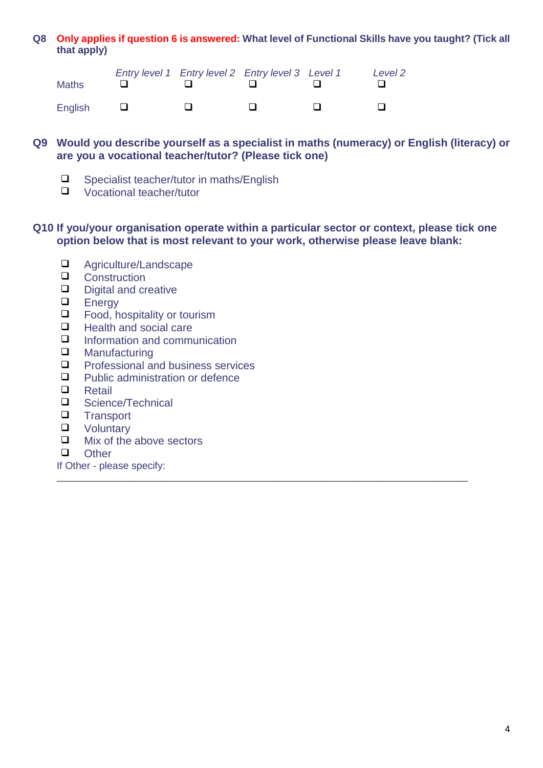**Q8** **Only applies if question 6 is answered:** **What level of Functional Skills have you taught? (Tick all that apply)**

| | *Entry level 1* | *Entry level 2* | *Entry level 3* | *Level 1* | *Level 2* |
|---|---|---|---|---|---|
| Maths | ❑ | ❑ | ❑ | ❑ | ❑ |
| English | ❑ | ❑ | ❑ | ❑ | ❑ |

**Q9** **Would you describe yourself as a specialist in maths (numeracy) or English (literacy) or are you a vocational teacher/tutor? (Please tick one)**

- ❑ Specialist teacher/tutor in maths/English
- ❑ Vocational teacher/tutor

**Q10** **If you/your organisation operate within a particular sector or context, please tick one option below that is most relevant to your work, otherwise please leave blank:**

- ❑ Agriculture/Landscape
- ❑ Construction
- ❑ Digital and creative
- ❑ Energy
- ❑ Food, hospitality or tourism
- ❑ Health and social care
- ❑ Information and communication
- ❑ Manufacturing
- ❑ Professional and business services
- ❑ Public administration or defence
- ❑ Retail
- ❑ Science/Technical
- ❑ Transport
- ❑ Voluntary
- ❑ Mix of the above sectors
- ❑ Other

If Other - please specify:

_______________________________________________________________________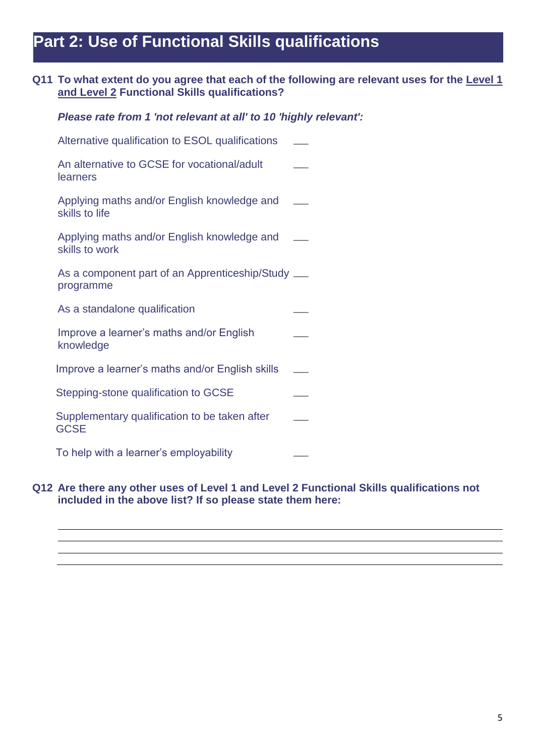# Part 2: Use of Functional Skills qualifications

**Q11 To what extent do you agree that each of the following are relevant uses for the <u>Level 1 and Level 2</u> Functional Skills qualifications?**

***Please rate from 1 'not relevant at all' to 10 'highly relevant':***

Alternative qualification to ESOL qualifications ___

An alternative to GCSE for vocational/adult learners ___

Applying maths and/or English knowledge and skills to life ___

Applying maths and/or English knowledge and skills to work ___

As a component part of an Apprenticeship/Study programme ___

As a standalone qualification ___

Improve a learner's maths and/or English knowledge ___

Improve a learner's maths and/or English skills ___

Stepping-stone qualification to GCSE ___

Supplementary qualification to be taken after GCSE ___

To help with a learner's employability ___

**Q12 Are there any other uses of Level 1 and Level 2 Functional Skills qualifications not included in the above list? If so please state them here:**

______________________________________________________________________

______________________________________________________________________

______________________________________________________________________

______________________________________________________________________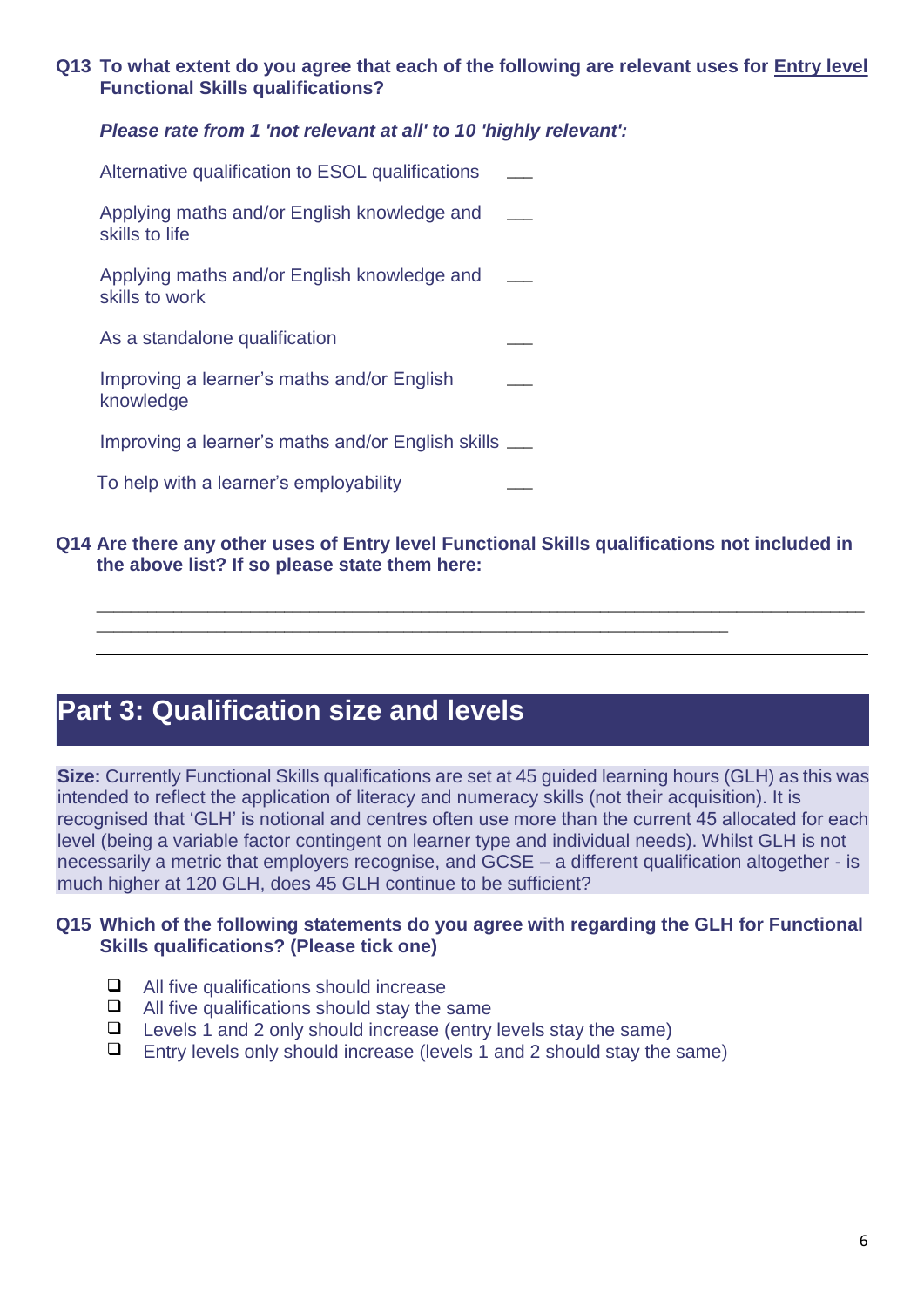**Q13 To what extent do you agree that each of the following are relevant uses for Entry level Functional Skills qualifications?**

***Please rate from 1 'not relevant at all' to 10 'highly relevant':***

Alternative qualification to ESOL qualifications ___

Applying maths and/or English knowledge and skills to life ___

Applying maths and/or English knowledge and skills to work ___

As a standalone qualification ___

Improving a learner's maths and/or English knowledge ___

Improving a learner's maths and/or English skills ___

To help with a learner's employability ___

**Q14 Are there any other uses of Entry level Functional Skills qualifications not included in the above list? If so please state them here:**

_______________________________________________________________________________

_______________________________________________________________________________

## Part 3: Qualification size and levels

**Size:** Currently Functional Skills qualifications are set at 45 guided learning hours (GLH) as this was intended to reflect the application of literacy and numeracy skills (not their acquisition). It is recognised that 'GLH' is notional and centres often use more than the current 45 allocated for each level (being a variable factor contingent on learner type and individual needs). Whilst GLH is not necessarily a metric that employers recognise, and GCSE – a different qualification altogether - is much higher at 120 GLH, does 45 GLH continue to be sufficient?

**Q15 Which of the following statements do you agree with regarding the GLH for Functional Skills qualifications? (Please tick one)**

- ❑ All five qualifications should increase
- ❑ All five qualifications should stay the same
- ❑ Levels 1 and 2 only should increase (entry levels stay the same)
- ❑ Entry levels only should increase (levels 1 and 2 should stay the same)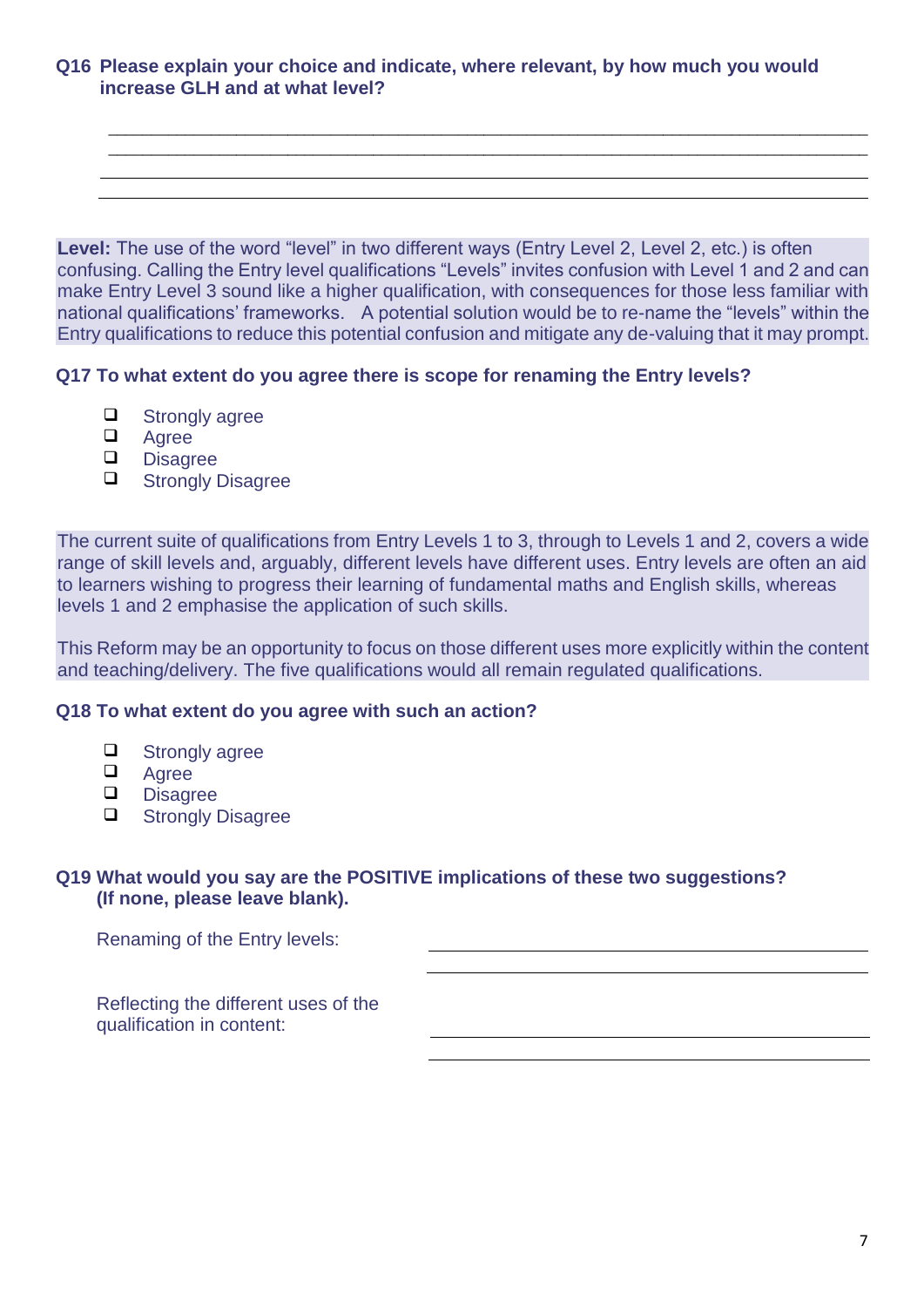**Q16 Please explain your choice and indicate, where relevant, by how much you would increase GLH and at what level?**

\_\_\_\_\_\_\_\_\_\_\_\_\_\_\_\_\_\_\_\_\_\_\_\_\_\_\_\_\_\_\_\_\_\_\_\_\_\_\_\_\_\_\_\_\_\_\_\_\_\_\_\_\_\_\_\_\_\_\_\_\_\_\_\_\_\_\_\_\_\_\_\_

\_\_\_\_\_\_\_\_\_\_\_\_\_\_\_\_\_\_\_\_\_\_\_\_\_\_\_\_\_\_\_\_\_\_\_\_\_\_\_\_\_\_\_\_\_\_\_\_\_\_\_\_\_\_\_\_\_\_\_\_\_\_\_\_\_\_\_\_\_\_\_\_

\_\_\_\_\_\_\_\_\_\_\_\_\_\_\_\_\_\_\_\_\_\_\_\_\_\_\_\_\_\_\_\_\_\_\_\_\_\_\_\_\_\_\_\_\_\_\_\_\_\_\_\_\_\_\_\_\_\_\_\_\_\_\_\_\_\_\_\_\_\_\_\_

\_\_\_\_\_\_\_\_\_\_\_\_\_\_\_\_\_\_\_\_\_\_\_\_\_\_\_\_\_\_\_\_\_\_\_\_\_\_\_\_\_\_\_\_\_\_\_\_\_\_\_\_\_\_\_\_\_\_\_\_\_\_\_\_\_\_\_\_\_\_\_\_

**Level:** The use of the word "level" in two different ways (Entry Level 2, Level 2, etc.) is often confusing. Calling the Entry level qualifications "Levels" invites confusion with Level 1 and 2 and can make Entry Level 3 sound like a higher qualification, with consequences for those less familiar with national qualifications' frameworks. A potential solution would be to re-name the "levels" within the Entry qualifications to reduce this potential confusion and mitigate any de-valuing that it may prompt.

**Q17 To what extent do you agree there is scope for renaming the Entry levels?**

- ❑ Strongly agree
- ❑ Agree
- ❑ Disagree
- ❑ Strongly Disagree

The current suite of qualifications from Entry Levels 1 to 3, through to Levels 1 and 2, covers a wide range of skill levels and, arguably, different levels have different uses. Entry levels are often an aid to learners wishing to progress their learning of fundamental maths and English skills, whereas levels 1 and 2 emphasise the application of such skills.

This Reform may be an opportunity to focus on those different uses more explicitly within the content and teaching/delivery. The five qualifications would all remain regulated qualifications.

**Q18 To what extent do you agree with such an action?**

- ❑ Strongly agree
- ❑ Agree
- ❑ Disagree
- ❑ Strongly Disagree

**Q19 What would you say are the POSITIVE implications of these two suggestions? (If none, please leave blank).**

Renaming of the Entry levels: \_\_\_\_\_\_\_\_\_\_\_\_\_\_\_\_\_\_\_\_\_\_\_\_\_\_\_\_\_\_\_\_\_\_\_\_\_\_\_\_

\_\_\_\_\_\_\_\_\_\_\_\_\_\_\_\_\_\_\_\_\_\_\_\_\_\_\_\_\_\_\_\_\_\_\_\_\_\_\_\_

Reflecting the different uses of the qualification in content: \_\_\_\_\_\_\_\_\_\_\_\_\_\_\_\_\_\_\_\_\_\_\_\_\_\_\_\_\_\_\_\_\_\_\_\_\_\_\_\_

\_\_\_\_\_\_\_\_\_\_\_\_\_\_\_\_\_\_\_\_\_\_\_\_\_\_\_\_\_\_\_\_\_\_\_\_\_\_\_\_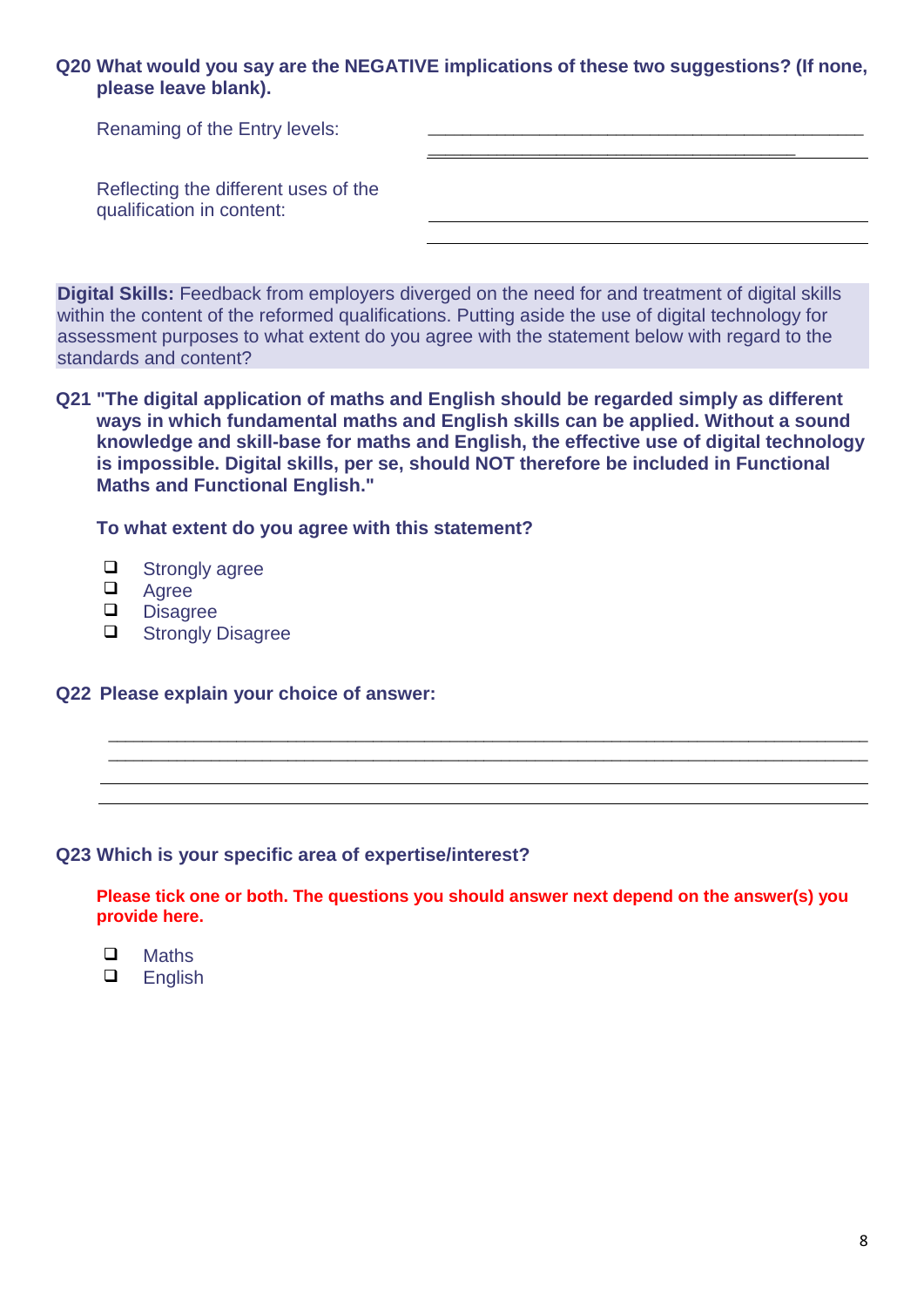**Q20 What would you say are the NEGATIVE implications of these two suggestions? (If none, please leave blank).**

Renaming of the Entry levels: ______________________________________________

Reflecting the different uses of the qualification in content: ______________________________________________

**Digital Skills:** Feedback from employers diverged on the need for and treatment of digital skills within the content of the reformed qualifications. Putting aside the use of digital technology for assessment purposes to what extent do you agree with the statement below with regard to the standards and content?

**Q21 "The digital application of maths and English should be regarded simply as different ways in which fundamental maths and English skills can be applied. Without a sound knowledge and skill-base for maths and English, the effective use of digital technology is impossible. Digital skills, per se, should NOT therefore be included in Functional Maths and Functional English."**

**To what extent do you agree with this statement?**

- ❑ Strongly agree
- ❑ Agree
- ❑ Disagree
- ❑ Strongly Disagree

**Q22 Please explain your choice of answer:**

______________________________________________

______________________________________________

**Q23 Which is your specific area of expertise/interest?**

**Please tick one or both. The questions you should answer next depend on the answer(s) you provide here.**

- ❑ Maths
- ❑ English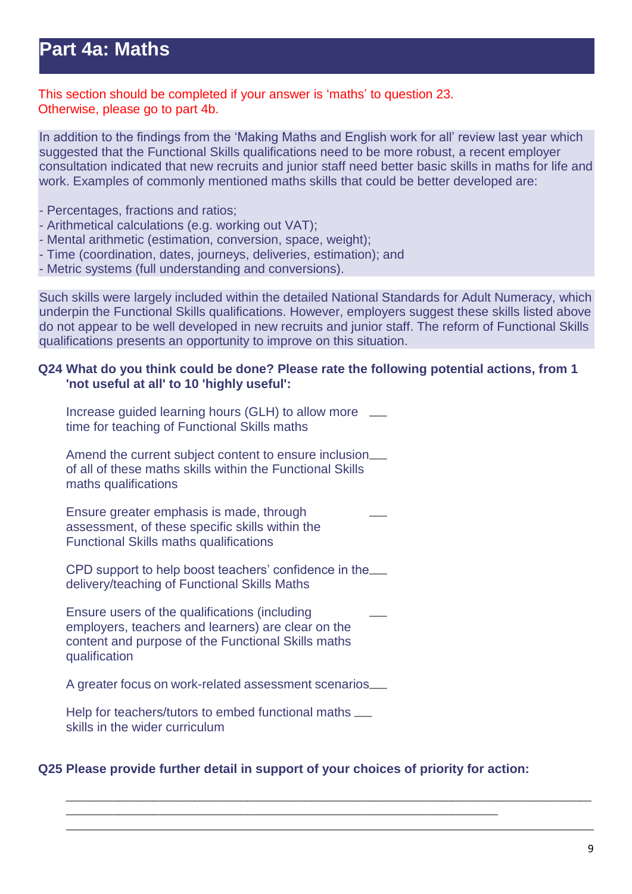# Part 4a: Maths

This section should be completed if your answer is 'maths' to question 23.
Otherwise, please go to part 4b.

In addition to the findings from the 'Making Maths and English work for all' review last year which suggested that the Functional Skills qualifications need to be more robust, a recent employer consultation indicated that new recruits and junior staff need better basic skills in maths for life and work. Examples of commonly mentioned maths skills that could be better developed are:

- Percentages, fractions and ratios;
- Arithmetical calculations (e.g. working out VAT);
- Mental arithmetic (estimation, conversion, space, weight);
- Time (coordination, dates, journeys, deliveries, estimation); and
- Metric systems (full understanding and conversions).

Such skills were largely included within the detailed National Standards for Adult Numeracy, which underpin the Functional Skills qualifications. However, employers suggest these skills listed above do not appear to be well developed in new recruits and junior staff. The reform of Functional Skills qualifications presents an opportunity to improve on this situation.

**Q24 What do you think could be done? Please rate the following potential actions, from 1 'not useful at all' to 10 'highly useful':**

Increase guided learning hours (GLH) to allow more time for teaching of Functional Skills maths ___

Amend the current subject content to ensure inclusion of all of these maths skills within the Functional Skills maths qualifications ___

Ensure greater emphasis is made, through assessment, of these specific skills within the Functional Skills maths qualifications ___

CPD support to help boost teachers' confidence in the delivery/teaching of Functional Skills Maths ___

Ensure users of the qualifications (including employers, teachers and learners) are clear on the content and purpose of the Functional Skills maths qualification ___

A greater focus on work-related assessment scenarios ___

Help for teachers/tutors to embed functional maths skills in the wider curriculum ___

**Q25 Please provide further detail in support of your choices of priority for action:**

_______________________________________________________________________________

_______________________________________________________________________________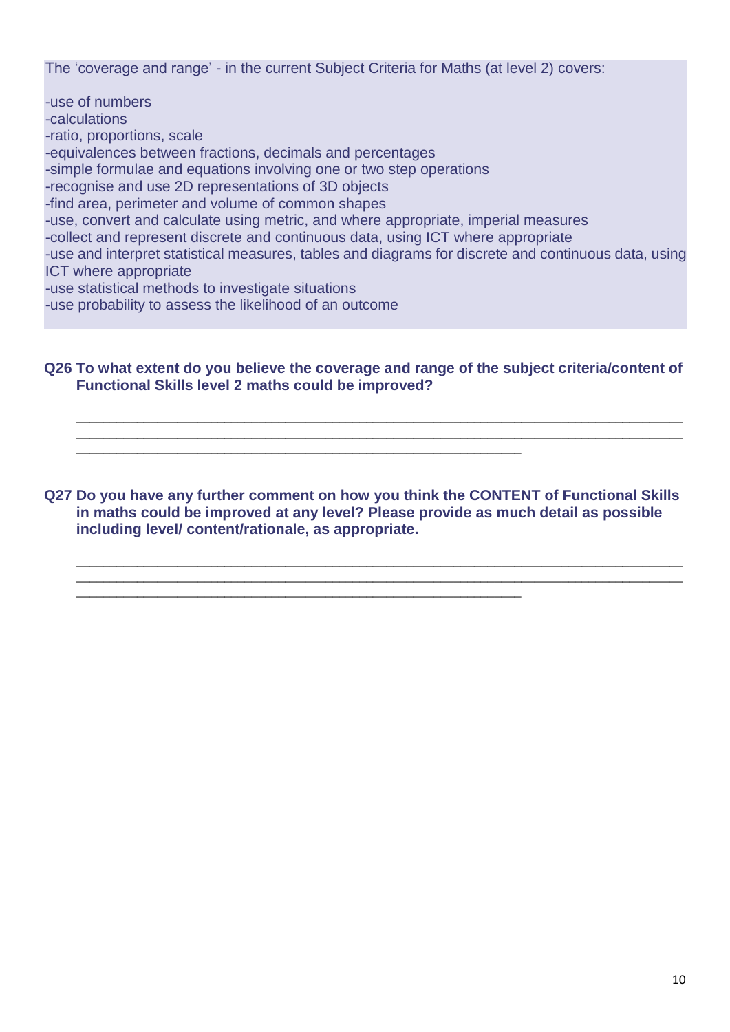The 'coverage and range' - in the current Subject Criteria for Maths (at level 2) covers:

-use of numbers
-calculations
-ratio, proportions, scale
-equivalences between fractions, decimals and percentages
-simple formulae and equations involving one or two step operations
-recognise and use 2D representations of 3D objects
-find area, perimeter and volume of common shapes
-use, convert and calculate using metric, and where appropriate, imperial measures
-collect and represent discrete and continuous data, using ICT where appropriate
-use and interpret statistical measures, tables and diagrams for discrete and continuous data, using ICT where appropriate
-use statistical methods to investigate situations
-use probability to assess the likelihood of an outcome

**Q26 To what extent do you believe the coverage and range of the subject criteria/content of Functional Skills level 2 maths could be improved?**

______________________________________________________________________________
______________________________________________________________________________
__________________________________________________________

**Q27 Do you have any further comment on how you think the CONTENT of Functional Skills in maths could be improved at any level? Please provide as much detail as possible including level/ content/rationale, as appropriate.**

______________________________________________________________________________
______________________________________________________________________________
__________________________________________________________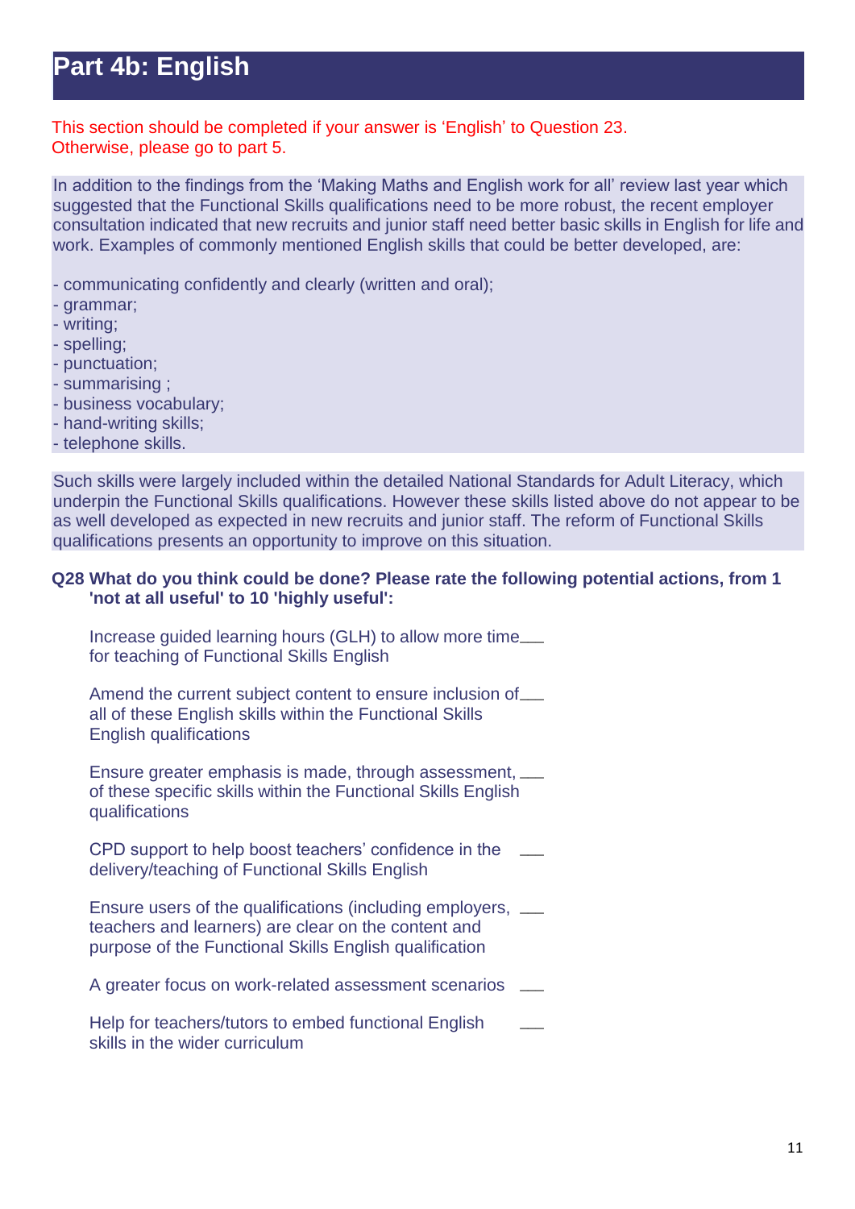# Part 4b: English

This section should be completed if your answer is 'English' to Question 23.
Otherwise, please go to part 5.

In addition to the findings from the 'Making Maths and English work for all' review last year which suggested that the Functional Skills qualifications need to be more robust, the recent employer consultation indicated that new recruits and junior staff need better basic skills in English for life and work. Examples of commonly mentioned English skills that could be better developed, are:

- communicating confidently and clearly (written and oral);
- grammar;
- writing;
- spelling;
- punctuation;
- summarising ;
- business vocabulary;
- hand-writing skills;
- telephone skills.

Such skills were largely included within the detailed National Standards for Adult Literacy, which underpin the Functional Skills qualifications. However these skills listed above do not appear to be as well developed as expected in new recruits and junior staff. The reform of Functional Skills qualifications presents an opportunity to improve on this situation.

**Q28 What do you think could be done? Please rate the following potential actions, from 1 'not at all useful' to 10 'highly useful':**

Increase guided learning hours (GLH) to allow more time for teaching of Functional Skills English ___

Amend the current subject content to ensure inclusion of all of these English skills within the Functional Skills English qualifications ___

Ensure greater emphasis is made, through assessment, of these specific skills within the Functional Skills English qualifications ___

CPD support to help boost teachers' confidence in the delivery/teaching of Functional Skills English ___

Ensure users of the qualifications (including employers, teachers and learners) are clear on the content and purpose of the Functional Skills English qualification ___

A greater focus on work-related assessment scenarios ___

Help for teachers/tutors to embed functional English skills in the wider curriculum ___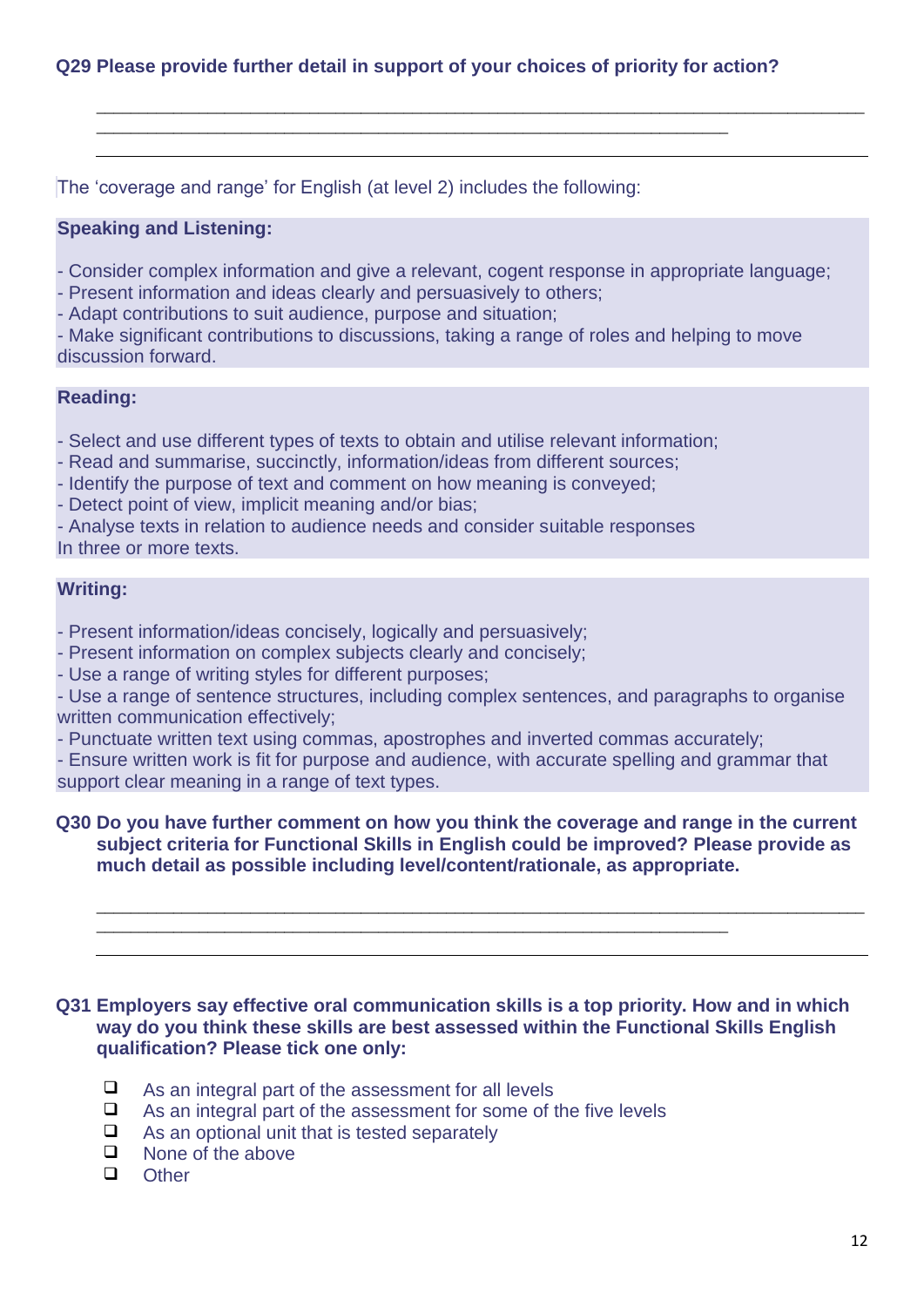**Q29 Please provide further detail in support of your choices of priority for action?**

_______________________________________________________________________
_______________________________________________________________________

The ‘coverage and range’ for English (at level 2) includes the following:

**Speaking and Listening:**

- Consider complex information and give a relevant, cogent response in appropriate language;
- Present information and ideas clearly and persuasively to others;
- Adapt contributions to suit audience, purpose and situation;
- Make significant contributions to discussions, taking a range of roles and helping to move discussion forward.

**Reading:**

- Select and use different types of texts to obtain and utilise relevant information;
- Read and summarise, succinctly, information/ideas from different sources;
- Identify the purpose of text and comment on how meaning is conveyed;
- Detect point of view, implicit meaning and/or bias;
- Analyse texts in relation to audience needs and consider suitable responses

In three or more texts.

**Writing:**

- Present information/ideas concisely, logically and persuasively;
- Present information on complex subjects clearly and concisely;
- Use a range of writing styles for different purposes;
- Use a range of sentence structures, including complex sentences, and paragraphs to organise written communication effectively;
- Punctuate written text using commas, apostrophes and inverted commas accurately;
- Ensure written work is fit for purpose and audience, with accurate spelling and grammar that support clear meaning in a range of text types.

**Q30 Do you have further comment on how you think the coverage and range in the current subject criteria for Functional Skills in English could be improved? Please provide as much detail as possible including level/content/rationale, as appropriate.**

_______________________________________________________________________
_______________________________________________________________________

**Q31 Employers say effective oral communication skills is a top priority. How and in which way do you think these skills are best assessed within the Functional Skills English qualification? Please tick one only:**

- ❑ As an integral part of the assessment for all levels
- ❑ As an integral part of the assessment for some of the five levels
- ❑ As an optional unit that is tested separately
- ❑ None of the above
- ❑ Other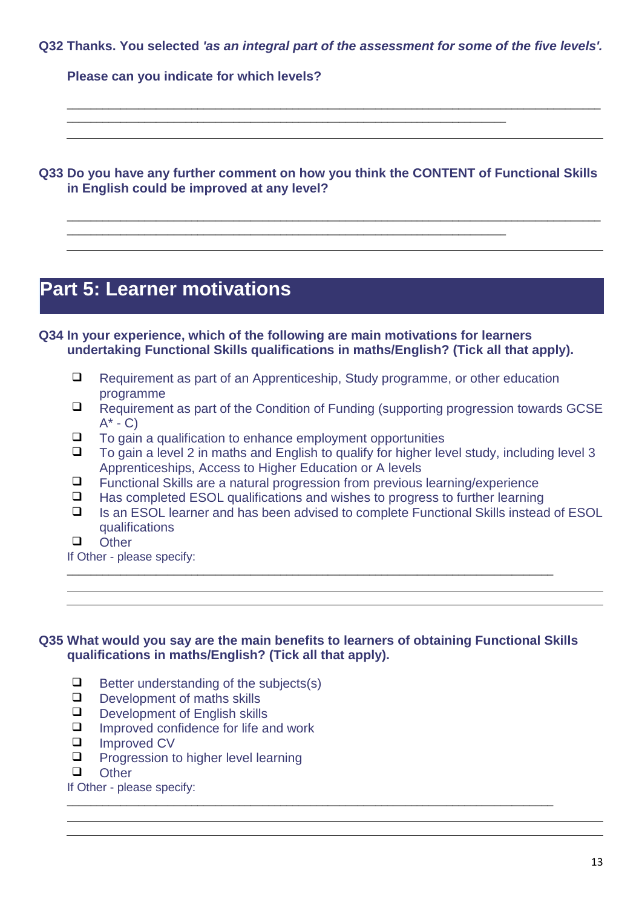**Q32 Thanks. You selected *'as an integral part of the assessment for some of the five levels'.***

**Please can you indicate for which levels?**

___________________________________________________________________________
______________________________________________________________

**Q33 Do you have any further comment on how you think the CONTENT of Functional Skills in English could be improved at any level?**

___________________________________________________________________________
______________________________________________________________

## Part 5: Learner motivations

**Q34 In your experience, which of the following are main motivations for learners undertaking Functional Skills qualifications in maths/English? (Tick all that apply).**

- ❑ Requirement as part of an Apprenticeship, Study programme, or other education programme
- ❑ Requirement as part of the Condition of Funding (supporting progression towards GCSE A* - C)
- ❑ To gain a qualification to enhance employment opportunities
- ❑ To gain a level 2 in maths and English to qualify for higher level study, including level 3 Apprenticeships, Access to Higher Education or A levels
- ❑ Functional Skills are a natural progression from previous learning/experience
- ❑ Has completed ESOL qualifications and wishes to progress to further learning
- ❑ Is an ESOL learner and has been advised to complete Functional Skills instead of ESOL qualifications
- ❑ Other

If Other - please specify:

_____________________________________________________________________

**Q35 What would you say are the main benefits to learners of obtaining Functional Skills qualifications in maths/English? (Tick all that apply).**

- ❑ Better understanding of the subjects(s)
- ❑ Development of maths skills
- ❑ Development of English skills
- ❑ Improved confidence for life and work
- ❑ Improved CV
- ❑ Progression to higher level learning
- ❑ Other

If Other - please specify:

_____________________________________________________________________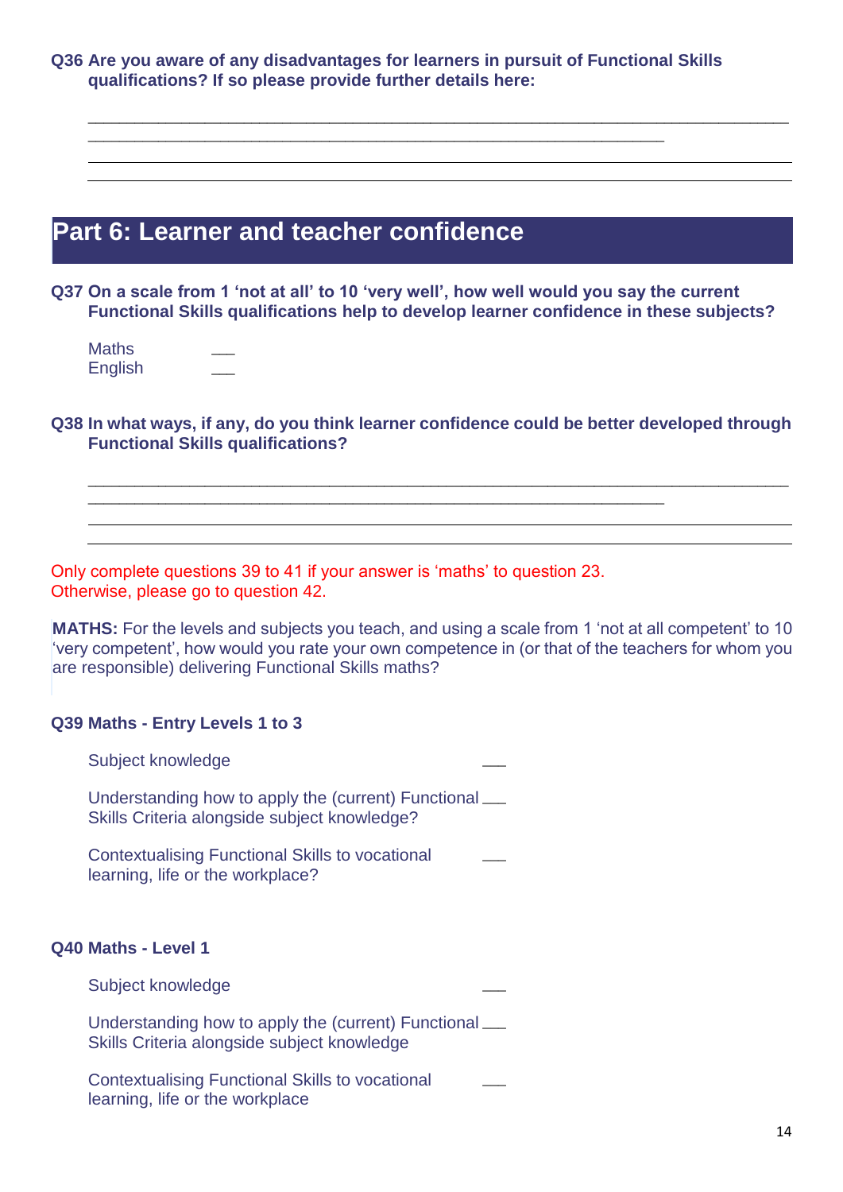**Q36 Are you aware of any disadvantages for learners in pursuit of Functional Skills qualifications? If so please provide further details here:**

______________________________________________________________________________
_________________________________________________________________

## Part 6: Learner and teacher confidence

**Q37 On a scale from 1 'not at all' to 10 'very well', how well would you say the current Functional Skills qualifications help to develop learner confidence in these subjects?**

Maths ___
English ___

**Q38 In what ways, if any, do you think learner confidence could be better developed through Functional Skills qualifications?**

______________________________________________________________________________
_________________________________________________________________

Only complete questions 39 to 41 if your answer is 'maths' to question 23.
Otherwise, please go to question 42.

**MATHS:** For the levels and subjects you teach, and using a scale from 1 'not at all competent' to 10 'very competent', how would you rate your own competence in (or that of the teachers for whom you are responsible) delivering Functional Skills maths?

**Q39 Maths - Entry Levels 1 to 3**

Subject knowledge ___

Understanding how to apply the (current) Functional Skills Criteria alongside subject knowledge? ___

Contextualising Functional Skills to vocational learning, life or the workplace? ___

**Q40 Maths - Level 1**

Subject knowledge ___

Understanding how to apply the (current) Functional Skills Criteria alongside subject knowledge ___

Contextualising Functional Skills to vocational learning, life or the workplace ___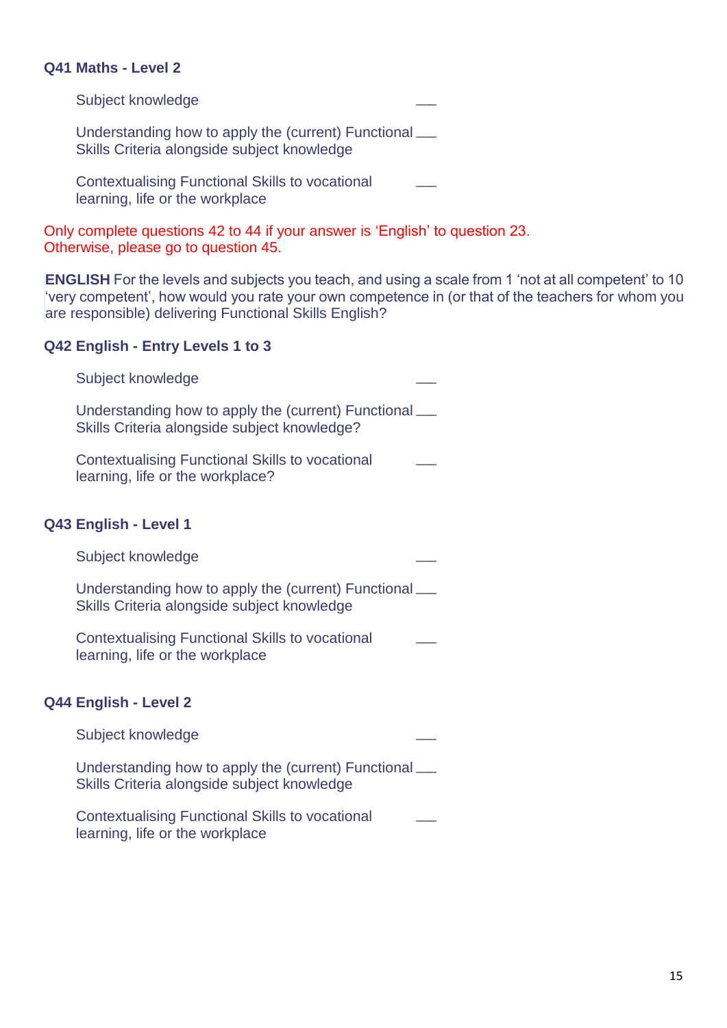**Q41 Maths - Level 2**

Subject knowledge ___

Understanding how to apply the (current) Functional Skills Criteria alongside subject knowledge ___

Contextualising Functional Skills to vocational learning, life or the workplace ___

Only complete questions 42 to 44 if your answer is 'English' to question 23. Otherwise, please go to question 45.

**ENGLISH** For the levels and subjects you teach, and using a scale from 1 'not at all competent' to 10 'very competent', how would you rate your own competence in (or that of the teachers for whom you are responsible) delivering Functional Skills English?

**Q42 English - Entry Levels 1 to 3**

Subject knowledge ___

Understanding how to apply the (current) Functional Skills Criteria alongside subject knowledge? ___

Contextualising Functional Skills to vocational learning, life or the workplace? ___

**Q43 English - Level 1**

Subject knowledge ___

Understanding how to apply the (current) Functional Skills Criteria alongside subject knowledge ___

Contextualising Functional Skills to vocational learning, life or the workplace ___

**Q44 English - Level 2**

Subject knowledge ___

Understanding how to apply the (current) Functional Skills Criteria alongside subject knowledge ___

Contextualising Functional Skills to vocational learning, life or the workplace ___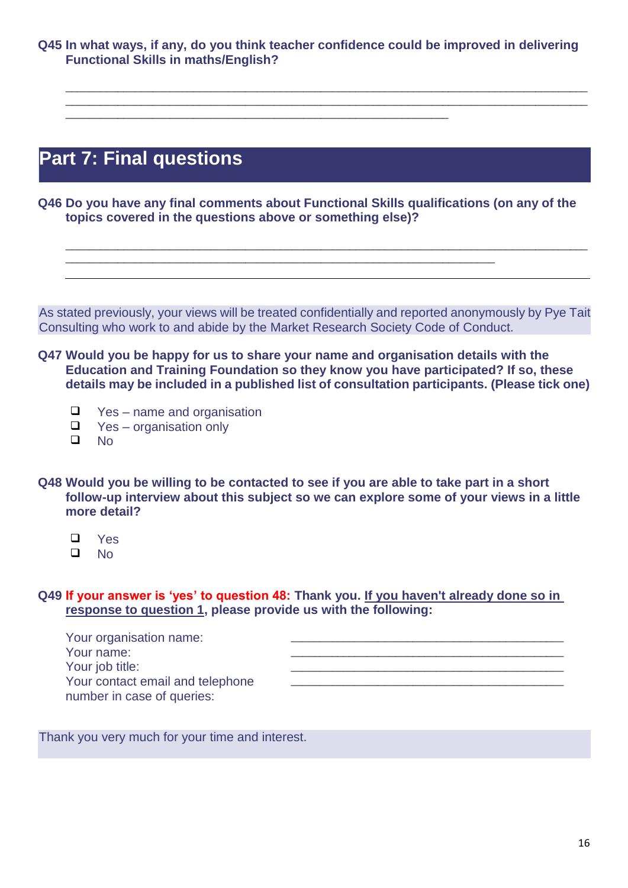**Q45 In what ways, if any, do you think teacher confidence could be improved in delivering Functional Skills in maths/English?**

______________________________________________________________________________
______________________________________________________________________________
_________________________________________________________

## Part 7: Final questions

**Q46 Do you have any final comments about Functional Skills qualifications (on any of the topics covered in the questions above or something else)?**

______________________________________________________________________________
________________________________________________________________

As stated previously, your views will be treated confidentially and reported anonymously by Pye Tait Consulting who work to and abide by the Market Research Society Code of Conduct.

**Q47 Would you be happy for us to share your name and organisation details with the Education and Training Foundation so they know you have participated? If so, these details may be included in a published list of consultation participants. (Please tick one)**

- ❑ Yes – name and organisation
- ❑ Yes – organisation only
- ❑ No

**Q48 Would you be willing to be contacted to see if you are able to take part in a short follow-up interview about this subject so we can explore some of your views in a little more detail?**

- ❑ Yes
- ❑ No

**Q49 If your answer is 'yes' to question 48: Thank you. If you haven't already done so in response to question 1, please provide us with the following:**

Your organisation name: ________________________________________
Your name: ________________________________________
Your job title: ________________________________________
Your contact email and telephone number in case of queries: ________________________________________

Thank you very much for your time and interest.